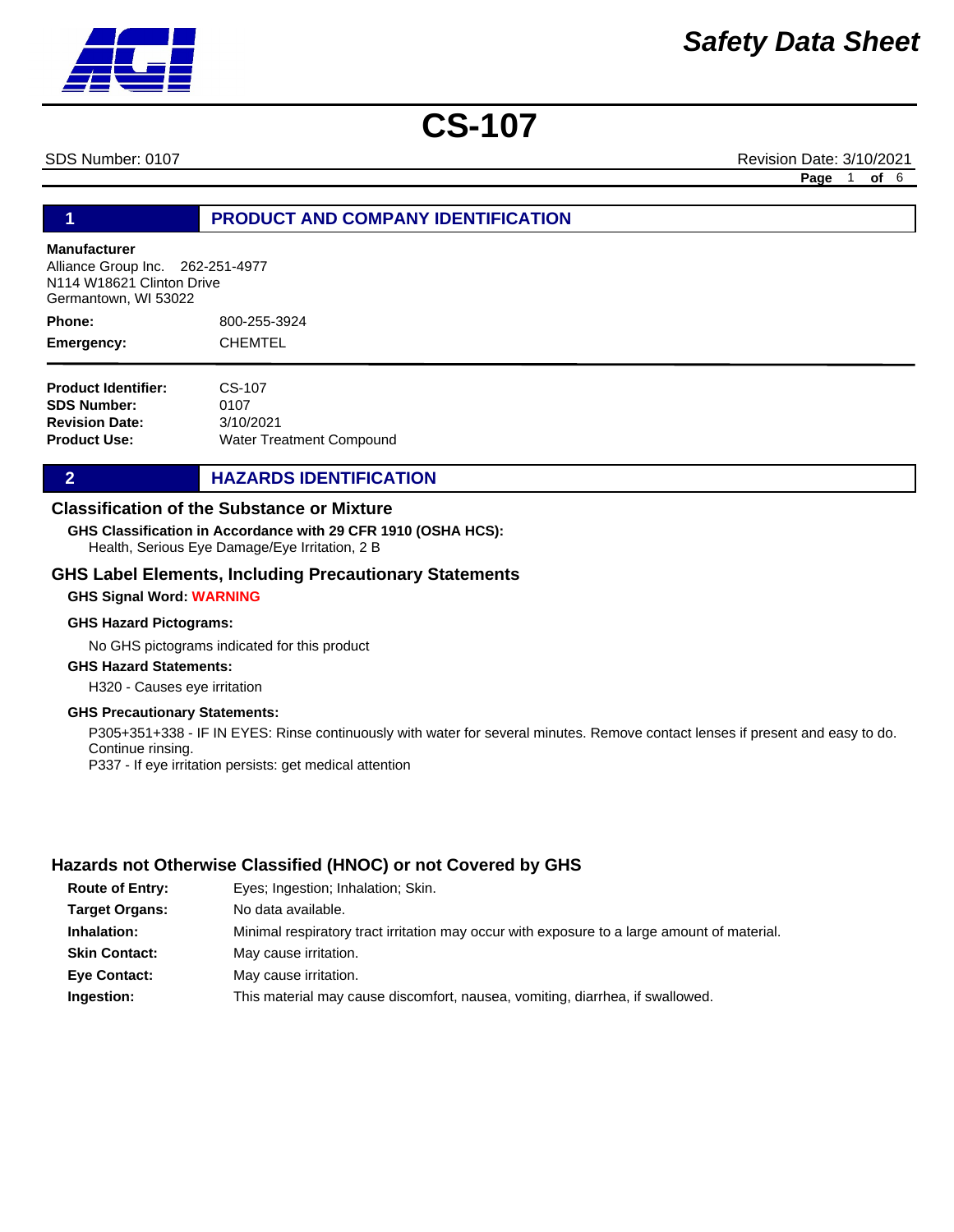# Safety Data Sheet

# CS-107

SDS Number: 0107 | Revision Date: 3/10/2021

## 1 PRODUCT AND COMPANY IDENTIFICATION

**Manufacturer**
Alliance Group Inc. 262-251-4977
N114 W18621 Clinton Drive
Germantown, WI 53022

**Phone:** 800-255-3924
**Emergency:** CHEMTEL

**Product Identifier:** CS-107
**SDS Number:** 0107
**Revision Date:** 3/10/2021
**Product Use:** Water Treatment Compound

## 2 HAZARDS IDENTIFICATION

### Classification of the Substance or Mixture

**GHS Classification in Accordance with 29 CFR 1910 (OSHA HCS):**
Health, Serious Eye Damage/Eye Irritation, 2 B

### GHS Label Elements, Including Precautionary Statements

**GHS Signal Word: WARNING**

**GHS Hazard Pictograms:**

No GHS pictograms indicated for this product

**GHS Hazard Statements:**

H320 - Causes eye irritation

**GHS Precautionary Statements:**

P305+351+338 - IF IN EYES: Rinse continuously with water for several minutes. Remove contact lenses if present and easy to do. Continue rinsing.
P337 - If eye irritation persists: get medical attention

### Hazards not Otherwise Classified (HNOC) or not Covered by GHS

**Route of Entry:** Eyes; Ingestion; Inhalation; Skin.
**Target Organs:** No data available.
**Inhalation:** Minimal respiratory tract irritation may occur with exposure to a large amount of material.
**Skin Contact:** May cause irritation.
**Eye Contact:** May cause irritation.
**Ingestion:** This material may cause discomfort, nausea, vomiting, diarrhea, if swallowed.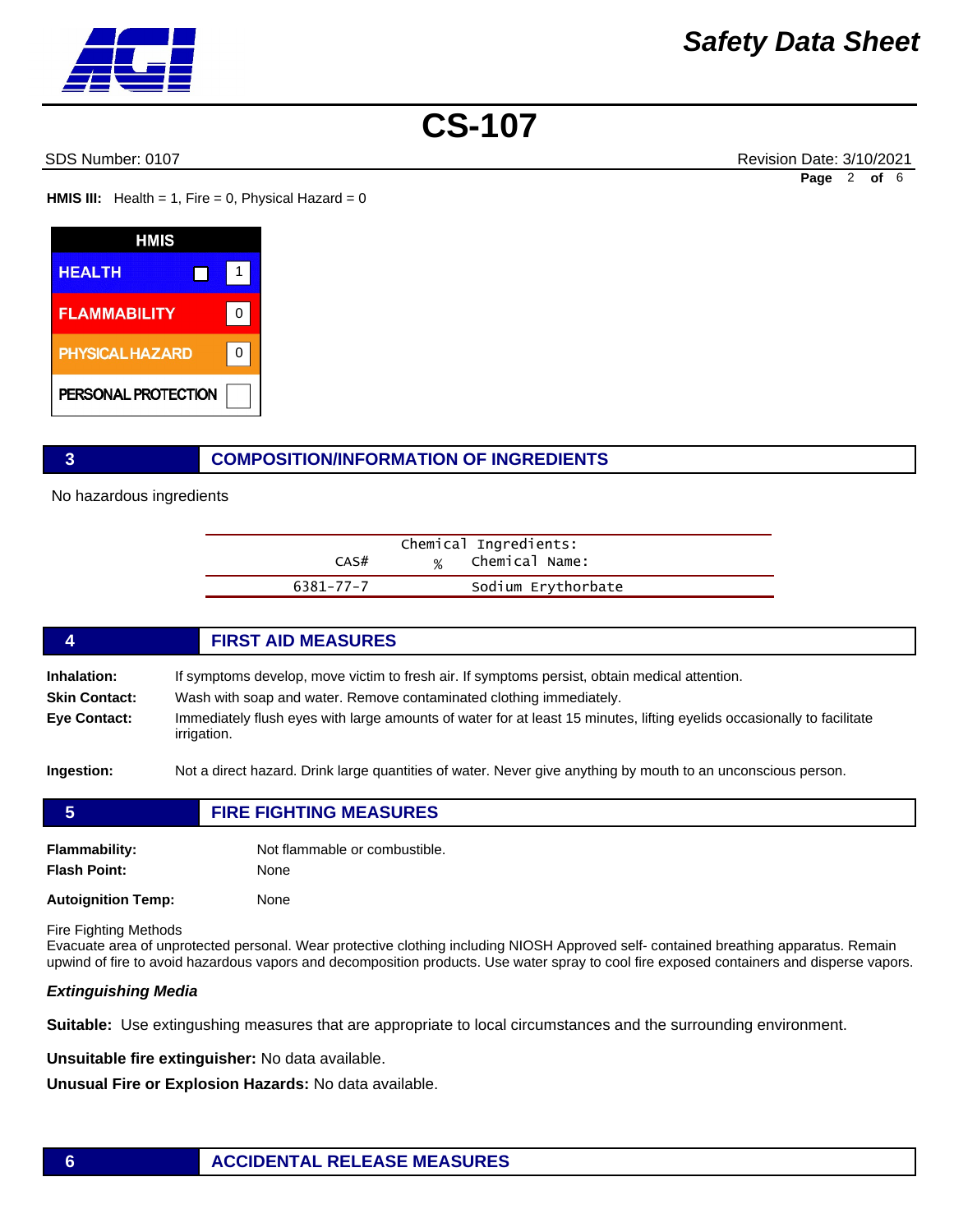**HMIS III:** Health = 1, Fire = 0, Physical Hazard = 0

| HMIS | |
|---|---|
| HEALTH | 1 |
| FLAMMABILITY | 0 |
| PHYSICAL HAZARD | 0 |
| PERSONAL PROTECTION | |

## 3 COMPOSITION/INFORMATION OF INGREDIENTS

No hazardous ingredients

| Chemical Ingredients: | | |
|---|---|---|
| CAS# | % | Chemical Name: |
| 6381-77-7 | | Sodium Erythorbate |

## 4 FIRST AID MEASURES

**Inhalation:** If symptoms develop, move victim to fresh air. If symptoms persist, obtain medical attention.

**Skin Contact:** Wash with soap and water. Remove contaminated clothing immediately.

**Eye Contact:** Immediately flush eyes with large amounts of water for at least 15 minutes, lifting eyelids occasionally to facilitate irrigation.

**Ingestion:** Not a direct hazard. Drink large quantities of water. Never give anything by mouth to an unconscious person.

## 5 FIRE FIGHTING MEASURES

**Flammability:** Not flammable or combustible.

**Flash Point:** None

**Autoignition Temp:** None

Fire Fighting Methods
Evacuate area of unprotected personal. Wear protective clothing including NIOSH Approved self- contained breathing apparatus. Remain upwind of fire to avoid hazardous vapors and decomposition products. Use water spray to cool fire exposed containers and disperse vapors.

***Extinguishing Media***

**Suitable:** Use extingushing measures that are appropriate to local circumstances and the surrounding environment.

**Unsuitable fire extinguisher:** No data available.

**Unusual Fire or Explosion Hazards:** No data available.

## 6 ACCIDENTAL RELEASE MEASURES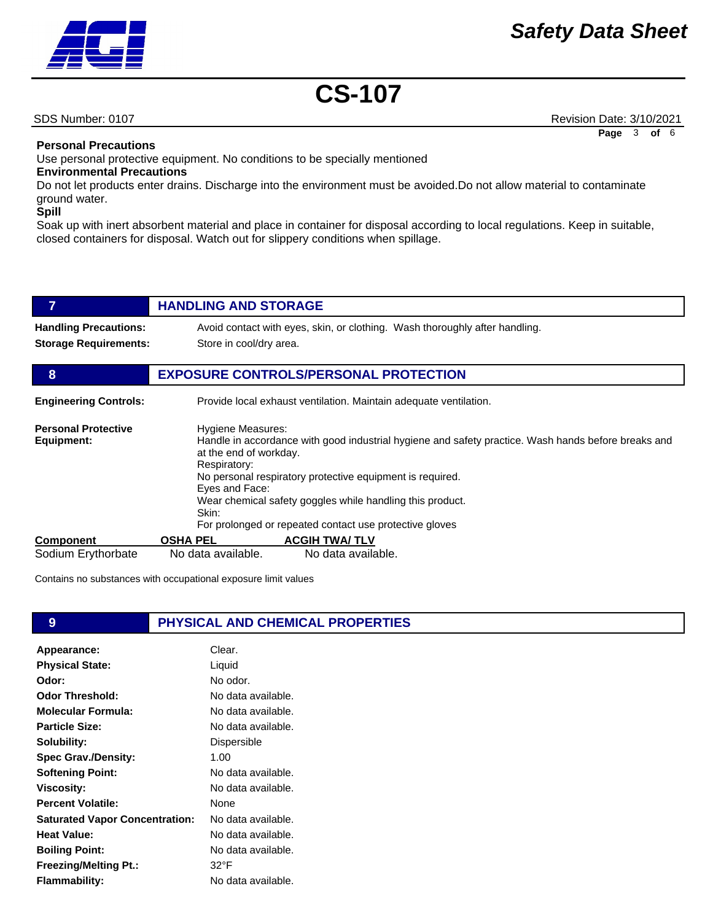**Personal Precautions**

Use personal protective equipment. No conditions to be specially mentioned

**Environmental Precautions**

Do not let products enter drains. Discharge into the environment must be avoided.Do not allow material to contaminate ground water.

**Spill**

Soak up with inert absorbent material and place in container for disposal according to local regulations. Keep in suitable, closed containers for disposal. Watch out for slippery conditions when spillage.

## 7 HANDLING AND STORAGE

**Handling Precautions:** Avoid contact with eyes, skin, or clothing. Wash thoroughly after handling.

**Storage Requirements:** Store in cool/dry area.

## 8 EXPOSURE CONTROLS/PERSONAL PROTECTION

**Engineering Controls:** Provide local exhaust ventilation. Maintain adequate ventilation.

**Personal Protective Equipment:**

Hygiene Measures:
Handle in accordance with good industrial hygiene and safety practice. Wash hands before breaks and at the end of workday.
Respiratory:
No personal respiratory protective equipment is required.
Eyes and Face:
Wear chemical safety goggles while handling this product.
Skin:
For prolonged or repeated contact use protective gloves

| Component | OSHA PEL | ACGIH TWA/ TLV |
|---|---|---|
| Sodium Erythorbate | No data available. | No data available. |

Contains no substances with occupational exposure limit values

## 9 PHYSICAL AND CHEMICAL PROPERTIES

| | |
|---|---|
| **Appearance:** | Clear. |
| **Physical State:** | Liquid |
| **Odor:** | No odor. |
| **Odor Threshold:** | No data available. |
| **Molecular Formula:** | No data available. |
| **Particle Size:** | No data available. |
| **Solubility:** | Dispersible |
| **Spec Grav./Density:** | 1.00 |
| **Softening Point:** | No data available. |
| **Viscosity:** | No data available. |
| **Percent Volatile:** | None |
| **Saturated Vapor Concentration:** | No data available. |
| **Heat Value:** | No data available. |
| **Boiling Point:** | No data available. |
| **Freezing/Melting Pt.:** | 32°F |
| **Flammability:** | No data available. |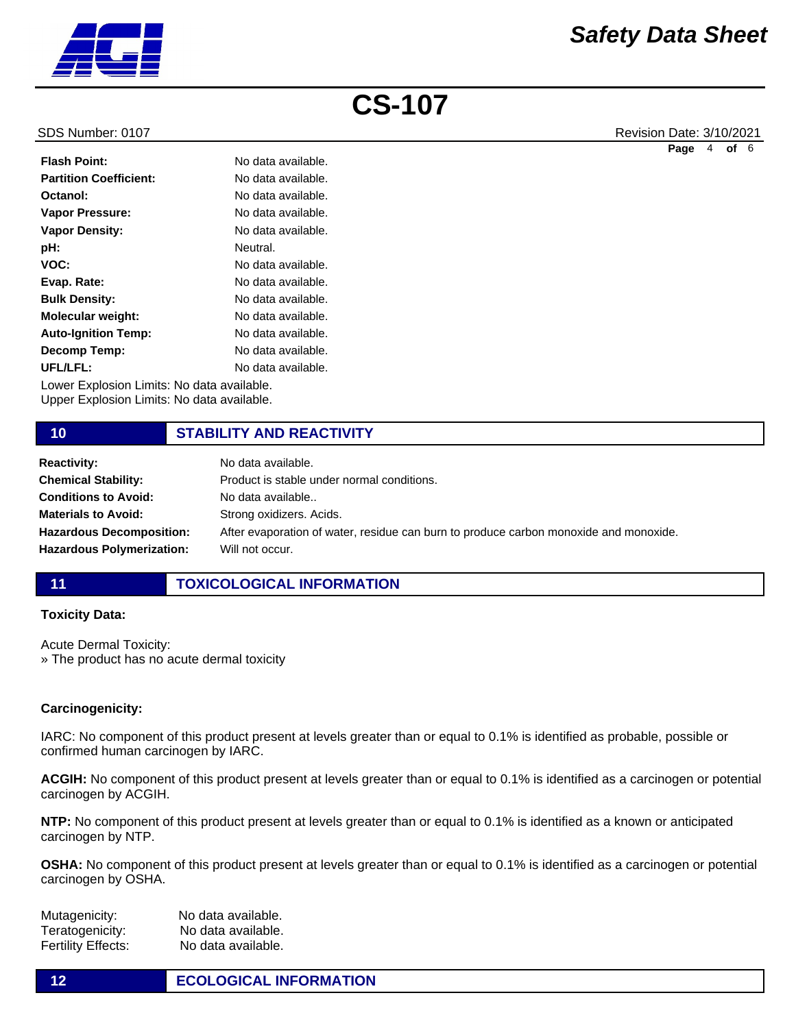| | |
|---|---|
| **Flash Point:** | No data available. |
| **Partition Coefficient:** | No data available. |
| **Octanol:** | No data available. |
| **Vapor Pressure:** | No data available. |
| **Vapor Density:** | No data available. |
| **pH:** | Neutral. |
| **VOC:** | No data available. |
| **Evap. Rate:** | No data available. |
| **Bulk Density:** | No data available. |
| **Molecular weight:** | No data available. |
| **Auto-Ignition Temp:** | No data available. |
| **Decomp Temp:** | No data available. |
| **UFL/LFL:** | No data available. |

Lower Explosion Limits: No data available.
Upper Explosion Limits: No data available.

## 10 STABILITY AND REACTIVITY

| | |
|---|---|
| **Reactivity:** | No data available. |
| **Chemical Stability:** | Product is stable under normal conditions. |
| **Conditions to Avoid:** | No data available.. |
| **Materials to Avoid:** | Strong oxidizers. Acids. |
| **Hazardous Decomposition:** | After evaporation of water, residue can burn to produce carbon monoxide and monoxide. |
| **Hazardous Polymerization:** | Will not occur. |

## 11 TOXICOLOGICAL INFORMATION

**Toxicity Data:**

Acute Dermal Toxicity:
» The product has no acute dermal toxicity

**Carcinogenicity:**

IARC: No component of this product present at levels greater than or equal to 0.1% is identified as probable, possible or confirmed human carcinogen by IARC.

**ACGIH:** No component of this product present at levels greater than or equal to 0.1% is identified as a carcinogen or potential carcinogen by ACGIH.

**NTP:** No component of this product present at levels greater than or equal to 0.1% is identified as a known or anticipated carcinogen by NTP.

**OSHA:** No component of this product present at levels greater than or equal to 0.1% is identified as a carcinogen or potential carcinogen by OSHA.

| | |
|---|---|
| Mutagenicity: | No data available. |
| Teratogenicity: | No data available. |
| Fertility Effects: | No data available. |

## 12 ECOLOGICAL INFORMATION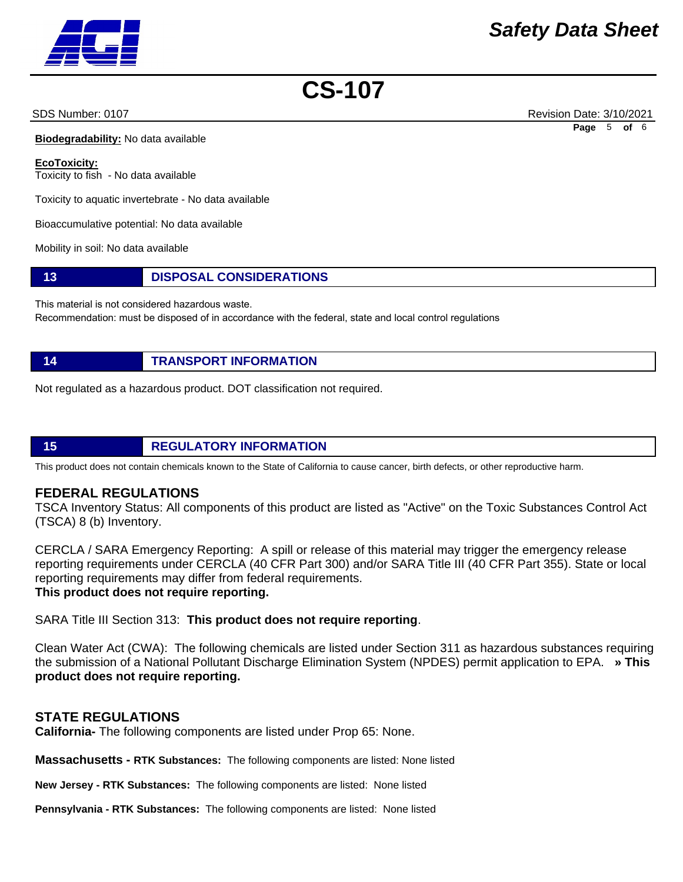**Biodegradability:** No data available

**EcoToxicity:**
Toxicity to fish - No data available

Toxicity to aquatic invertebrate - No data available

Bioaccumulative potential: No data available

Mobility in soil: No data available

## 13 DISPOSAL CONSIDERATIONS

This material is not considered hazardous waste.
Recommendation: must be disposed of in accordance with the federal, state and local control regulations

## 14 TRANSPORT INFORMATION

Not regulated as a hazardous product. DOT classification not required.

## 15 REGULATORY INFORMATION

This product does not contain chemicals known to the State of California to cause cancer, birth defects, or other reproductive harm.

### FEDERAL REGULATIONS

TSCA Inventory Status: All components of this product are listed as "Active" on the Toxic Substances Control Act (TSCA) 8 (b) Inventory.

CERCLA / SARA Emergency Reporting: A spill or release of this material may trigger the emergency release reporting requirements under CERCLA (40 CFR Part 300) and/or SARA Title III (40 CFR Part 355). State or local reporting requirements may differ from federal requirements.
**This product does not require reporting.**

SARA Title III Section 313: **This product does not require reporting**.

Clean Water Act (CWA): The following chemicals are listed under Section 311 as hazardous substances requiring the submission of a National Pollutant Discharge Elimination System (NPDES) permit application to EPA. **» This product does not require reporting.**

### STATE REGULATIONS

**California-** The following components are listed under Prop 65: None.

**Massachusetts - RTK Substances:** The following components are listed: None listed

**New Jersey - RTK Substances:** The following components are listed: None listed

**Pennsylvania - RTK Substances:** The following components are listed: None listed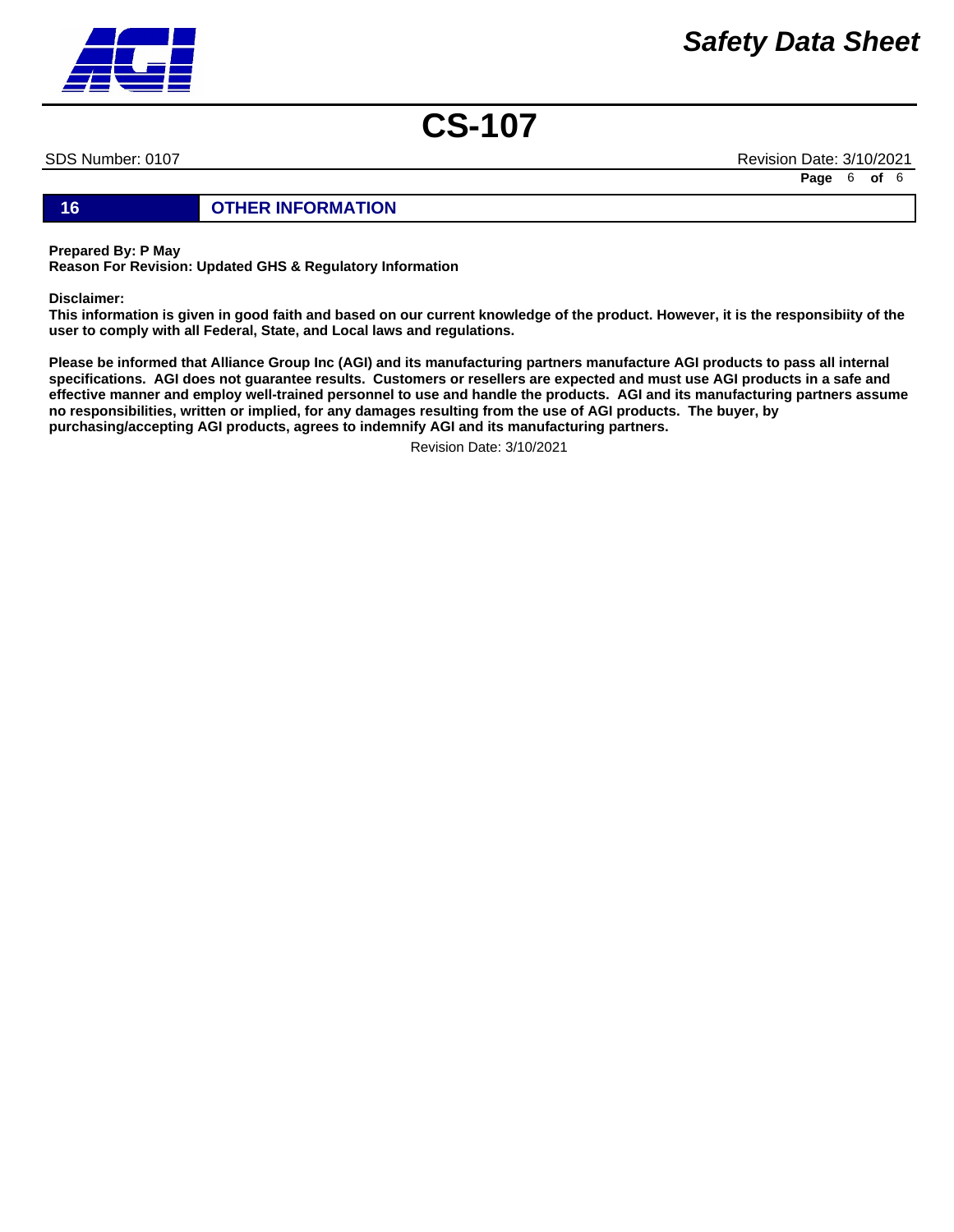## 16 OTHER INFORMATION

**Prepared By: P May**
**Reason For Revision: Updated GHS & Regulatory Information**

**Disclaimer:**
**This information is given in good faith and based on our current knowledge of the product. However, it is the responsibiity of the user to comply with all Federal, State, and Local laws and regulations.**

**Please be informed that Alliance Group Inc (AGI) and its manufacturing partners manufacture AGI products to pass all internal specifications. AGI does not guarantee results. Customers or resellers are expected and must use AGI products in a safe and effective manner and employ well-trained personnel to use and handle the products. AGI and its manufacturing partners assume no responsibilities, written or implied, for any damages resulting from the use of AGI products. The buyer, by purchasing/accepting AGI products, agrees to indemnify AGI and its manufacturing partners.**

Revision Date: 3/10/2021